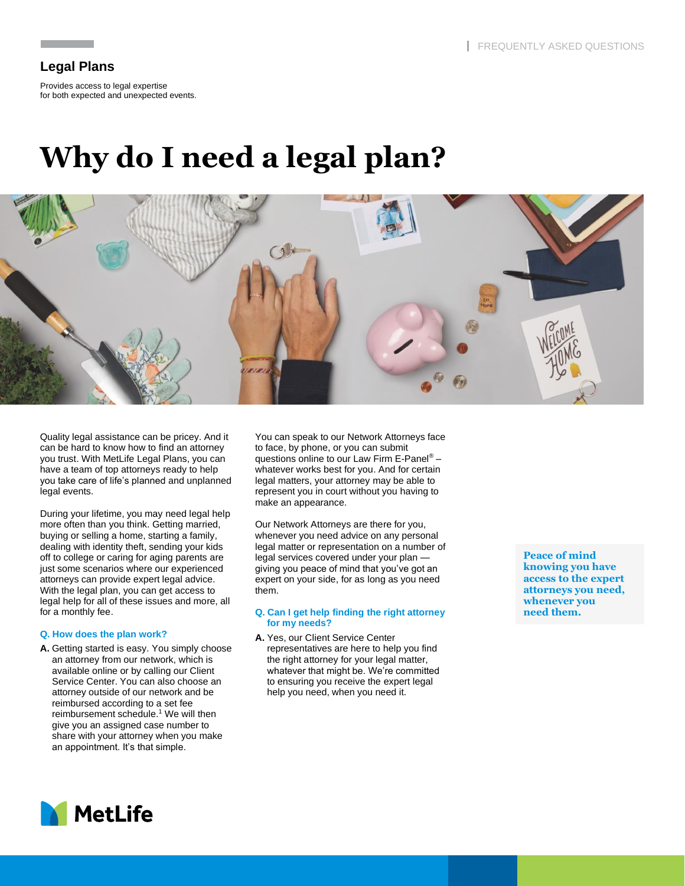FREQUENTLY ASKED QUESTIONS

## Legal Plans

Provides access to legal expertise for both expected and unexpected events.

# Why do I need a legal plan?

Quality legal assistance can be pricey. And it can be hard to know how to find an attorney you trust. With MetLife Legal Plans, you can have a team of top attorneys ready to help you take care of life's planned and unplanned legal events.

During your lifetime, you may need legal help more often than you think. Getting married, buying or selling a home, starting a family, dealing with identity theft, sending your kids off to college or caring for aging parents are just some scenarios where our experienced attorneys can provide expert legal advice. With the legal plan, you can get access to legal help for all of these issues and more, all for a monthly fee.

### Q. How does the plan work?

**A.** Getting started is easy. You simply choose an attorney from our network, which is available online or by calling our Client Service Center. You can also choose an attorney outside of our network and be reimbursed according to a set fee reimbursement schedule.[1] We will then give you an assigned case number to share with your attorney when you make an appointment. It's that simple.

You can speak to our Network Attorneys face to face, by phone, or you can submit questions online to our Law Firm E-Panel® – whatever works best for you. And for certain legal matters, your attorney may be able to represent you in court without you having to make an appearance.

Our Network Attorneys are there for you, whenever you need advice on any personal legal matter or representation on a number of legal services covered under your plan — giving you peace of mind that you've got an expert on your side, for as long as you need them.

### Q. Can I get help finding the right attorney for my needs?

**A.** Yes, our Client Service Center representatives are here to help you find the right attorney for your legal matter, whatever that might be. We're committed to ensuring you receive the expert legal help you need, when you need it.

**Peace of mind knowing you have access to the expert attorneys you need, whenever you need them.**

MetLife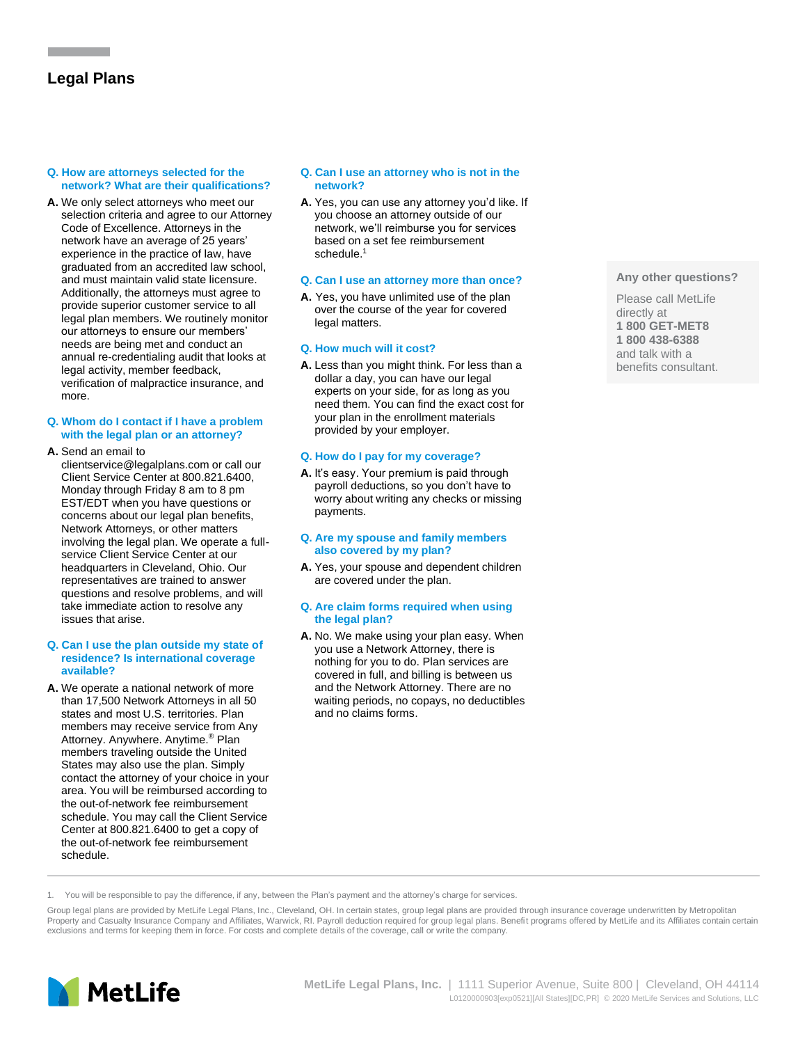## Legal Plans

**Q. How are attorneys selected for the network? What are their qualifications?**

**A.** We only select attorneys who meet our selection criteria and agree to our Attorney Code of Excellence. Attorneys in the network have an average of 25 years' experience in the practice of law, have graduated from an accredited law school, and must maintain valid state licensure. Additionally, the attorneys must agree to provide superior customer service to all legal plan members. We routinely monitor our attorneys to ensure our members' needs are being met and conduct an annual re-credentialing audit that looks at legal activity, member feedback, verification of malpractice insurance, and more.

**Q. Whom do I contact if I have a problem with the legal plan or an attorney?**

**A.** Send an email to clientservice@legalplans.com or call our Client Service Center at 800.821.6400, Monday through Friday 8 am to 8 pm EST/EDT when you have questions or concerns about our legal plan benefits, Network Attorneys, or other matters involving the legal plan. We operate a full-service Client Service Center at our headquarters in Cleveland, Ohio. Our representatives are trained to answer questions and resolve problems, and will take immediate action to resolve any issues that arise.

**Q. Can I use the plan outside my state of residence? Is international coverage available?**

**A.** We operate a national network of more than 17,500 Network Attorneys in all 50 states and most U.S. territories. Plan members may receive service from Any Attorney. Anywhere. Anytime.® Plan members traveling outside the United States may also use the plan. Simply contact the attorney of your choice in your area. You will be reimbursed according to the out-of-network fee reimbursement schedule. You may call the Client Service Center at 800.821.6400 to get a copy of the out-of-network fee reimbursement schedule.

**Q. Can I use an attorney who is not in the network?**

**A.** Yes, you can use any attorney you'd like. If you choose an attorney outside of our network, we'll reimburse you for services based on a set fee reimbursement schedule.[1]

**Q. Can I use an attorney more than once?**

**A.** Yes, you have unlimited use of the plan over the course of the year for covered legal matters.

**Q. How much will it cost?**

**A.** Less than you might think. For less than a dollar a day, you can have our legal experts on your side, for as long as you need them. You can find the exact cost for your plan in the enrollment materials provided by your employer.

**Q. How do I pay for my coverage?**

**A.** It's easy. Your premium is paid through payroll deductions, so you don't have to worry about writing any checks or missing payments.

**Q. Are my spouse and family members also covered by my plan?**

**A.** Yes, your spouse and dependent children are covered under the plan.

**Q. Are claim forms required when using the legal plan?**

**A.** No. We make using your plan easy. When you use a Network Attorney, there is nothing for you to do. Plan services are covered in full, and billing is between us and the Network Attorney. There are no waiting periods, no copays, no deductibles and no claims forms.

**Any other questions?**

Please call MetLife directly at
**1 800 GET-MET8**
**1 800 438-6388**
and talk with a benefits consultant.

1. You will be responsible to pay the difference, if any, between the Plan's payment and the attorney's charge for services.

Group legal plans are provided by MetLife Legal Plans, Inc., Cleveland, OH. In certain states, group legal plans are provided through insurance coverage underwritten by Metropolitan Property and Casualty Insurance Company and Affiliates, Warwick, RI. Payroll deduction required for group legal plans. Benefit programs offered by MetLife and its Affiliates contain certain exclusions and terms for keeping them in force. For costs and complete details of the coverage, call or write the company.

MetLife

**MetLife Legal Plans, Inc.** | 1111 Superior Avenue, Suite 800 | Cleveland, OH 44114
L0120000903[exp0521][All States][DC,PR] © 2020 MetLife Services and Solutions, LLC